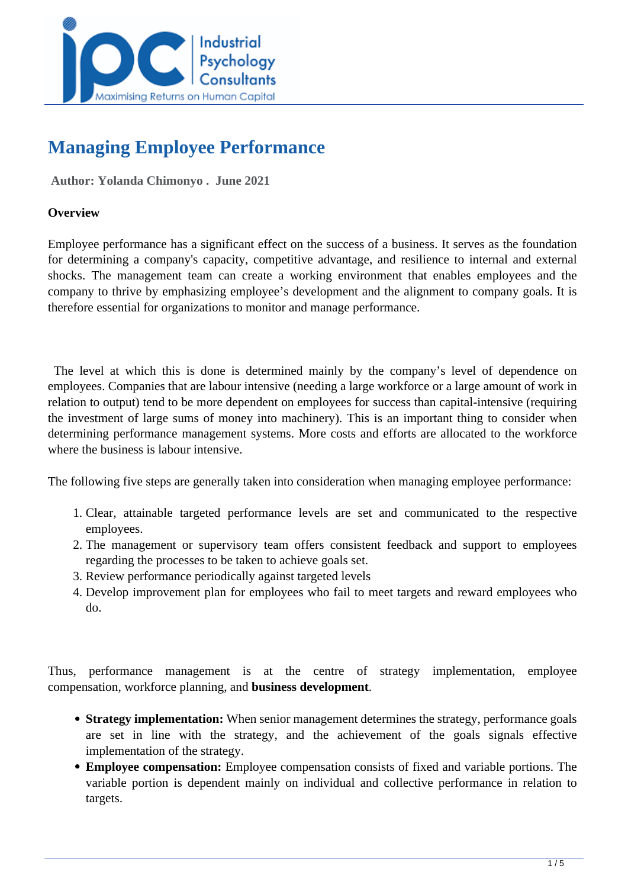# Managing Employee Performance

**Author: Yolanda Chimonyo . June 2021**

**Overview**

Employee performance has a significant effect on the success of a business. It serves as the foundation for determining a company's capacity, competitive advantage, and resilience to internal and external shocks. The management team can create a working environment that enables employees and the company to thrive by emphasizing employee's development and the alignment to company goals. It is therefore essential for organizations to monitor and manage performance.

The level at which this is done is determined mainly by the company's level of dependence on employees. Companies that are labour intensive (needing a large workforce or a large amount of work in relation to output) tend to be more dependent on employees for success than capital-intensive (requiring the investment of large sums of money into machinery). This is an important thing to consider when determining performance management systems. More costs and efforts are allocated to the workforce where the business is labour intensive.

The following five steps are generally taken into consideration when managing employee performance:

1. Clear, attainable targeted performance levels are set and communicated to the respective employees.
2. The management or supervisory team offers consistent feedback and support to employees regarding the processes to be taken to achieve goals set.
3. Review performance periodically against targeted levels
4. Develop improvement plan for employees who fail to meet targets and reward employees who do.

Thus, performance management is at the centre of strategy implementation, employee compensation, workforce planning, and **business development**.

- **Strategy implementation:** When senior management determines the strategy, performance goals are set in line with the strategy, and the achievement of the goals signals effective implementation of the strategy.
- **Employee compensation:** Employee compensation consists of fixed and variable portions. The variable portion is dependent mainly on individual and collective performance in relation to targets.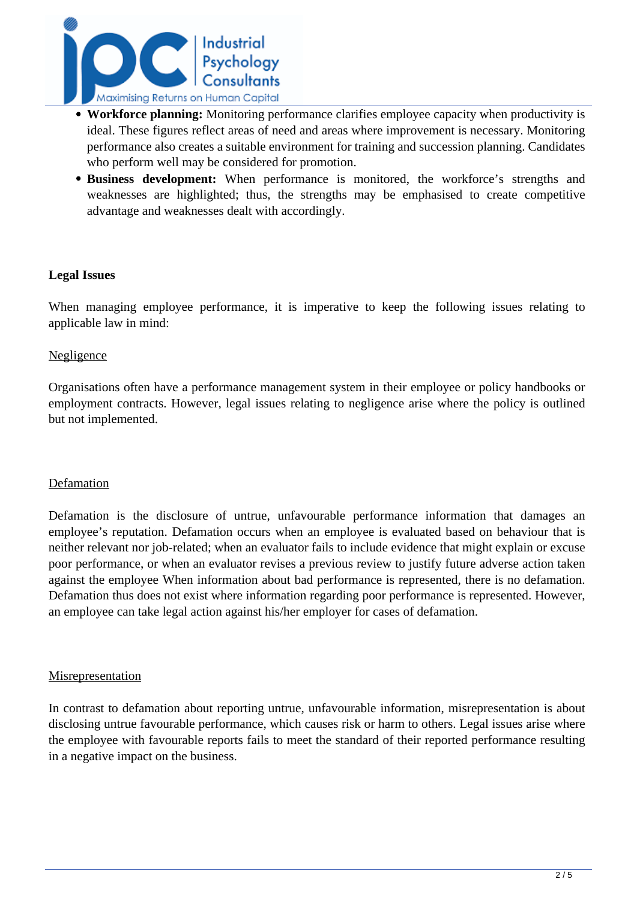- **Workforce planning:** Monitoring performance clarifies employee capacity when productivity is ideal. These figures reflect areas of need and areas where improvement is necessary. Monitoring performance also creates a suitable environment for training and succession planning. Candidates who perform well may be considered for promotion.
- **Business development:** When performance is monitored, the workforce's strengths and weaknesses are highlighted; thus, the strengths may be emphasised to create competitive advantage and weaknesses dealt with accordingly.

**Legal Issues**

When managing employee performance, it is imperative to keep the following issues relating to applicable law in mind:

<u>Negligence</u>

Organisations often have a performance management system in their employee or policy handbooks or employment contracts. However, legal issues relating to negligence arise where the policy is outlined but not implemented.

<u>Defamation</u>

Defamation is the disclosure of untrue, unfavourable performance information that damages an employee's reputation. Defamation occurs when an employee is evaluated based on behaviour that is neither relevant nor job-related; when an evaluator fails to include evidence that might explain or excuse poor performance, or when an evaluator revises a previous review to justify future adverse action taken against the employee When information about bad performance is represented, there is no defamation. Defamation thus does not exist where information regarding poor performance is represented. However, an employee can take legal action against his/her employer for cases of defamation.

<u>Misrepresentation</u>

In contrast to defamation about reporting untrue, unfavourable information, misrepresentation is about disclosing untrue favourable performance, which causes risk or harm to others. Legal issues arise where the employee with favourable reports fails to meet the standard of their reported performance resulting in a negative impact on the business.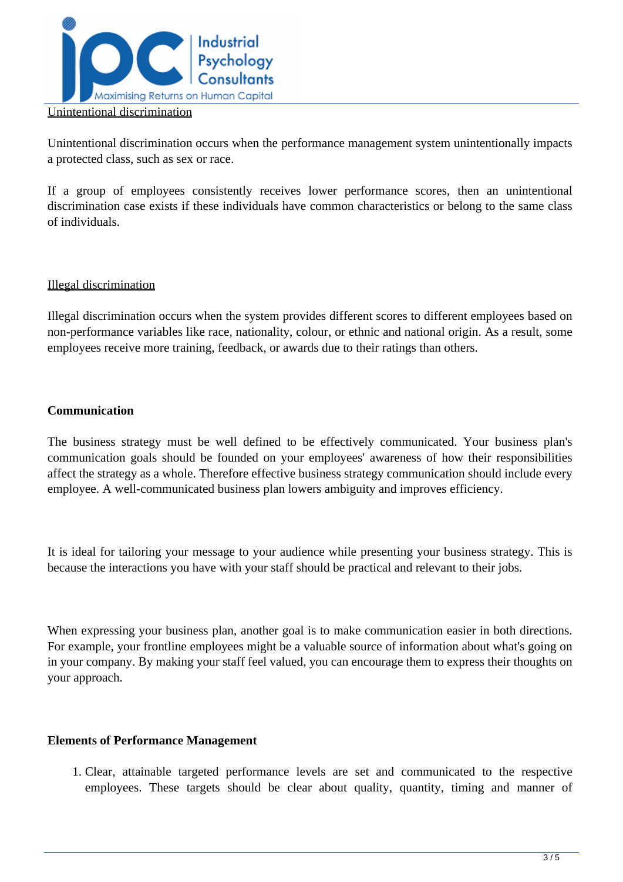Unintentional discrimination

Unintentional discrimination occurs when the performance management system unintentionally impacts a protected class, such as sex or race.

If a group of employees consistently receives lower performance scores, then an unintentional discrimination case exists if these individuals have common characteristics or belong to the same class of individuals.

Illegal discrimination

Illegal discrimination occurs when the system provides different scores to different employees based on non-performance variables like race, nationality, colour, or ethnic and national origin. As a result, some employees receive more training, feedback, or awards due to their ratings than others.

**Communication**

The business strategy must be well defined to be effectively communicated. Your business plan's communication goals should be founded on your employees' awareness of how their responsibilities affect the strategy as a whole. Therefore effective business strategy communication should include every employee. A well-communicated business plan lowers ambiguity and improves efficiency.

It is ideal for tailoring your message to your audience while presenting your business strategy. This is because the interactions you have with your staff should be practical and relevant to their jobs.

When expressing your business plan, another goal is to make communication easier in both directions. For example, your frontline employees might be a valuable source of information about what's going on in your company. By making your staff feel valued, you can encourage them to express their thoughts on your approach.

**Elements of Performance Management**

1. Clear, attainable targeted performance levels are set and communicated to the respective employees. These targets should be clear about quality, quantity, timing and manner of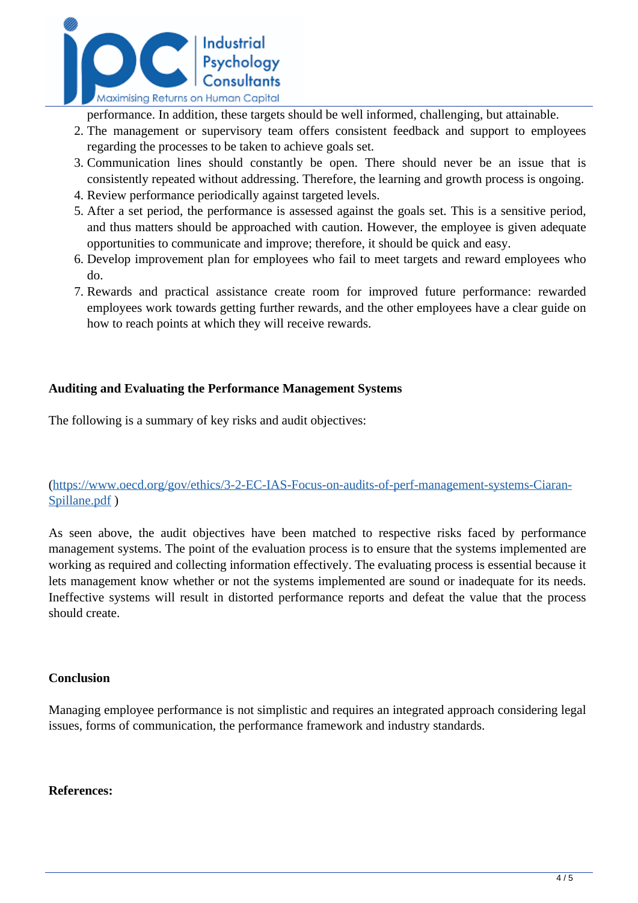performance. In addition, these targets should be well informed, challenging, but attainable.

2. The management or supervisory team offers consistent feedback and support to employees regarding the processes to be taken to achieve goals set.
3. Communication lines should constantly be open. There should never be an issue that is consistently repeated without addressing. Therefore, the learning and growth process is ongoing.
4. Review performance periodically against targeted levels.
5. After a set period, the performance is assessed against the goals set. This is a sensitive period, and thus matters should be approached with caution. However, the employee is given adequate opportunities to communicate and improve; therefore, it should be quick and easy.
6. Develop improvement plan for employees who fail to meet targets and reward employees who do.
7. Rewards and practical assistance create room for improved future performance: rewarded employees work towards getting further rewards, and the other employees have a clear guide on how to reach points at which they will receive rewards.

**Auditing and Evaluating the Performance Management Systems**

The following is a summary of key risks and audit objectives:

(https://www.oecd.org/gov/ethics/3-2-EC-IAS-Focus-on-audits-of-perf-management-systems-Ciaran-Spillane.pdf )

As seen above, the audit objectives have been matched to respective risks faced by performance management systems. The point of the evaluation process is to ensure that the systems implemented are working as required and collecting information effectively. The evaluating process is essential because it lets management know whether or not the systems implemented are sound or inadequate for its needs. Ineffective systems will result in distorted performance reports and defeat the value that the process should create.

**Conclusion**

Managing employee performance is not simplistic and requires an integrated approach considering legal issues, forms of communication, the performance framework and industry standards.

**References:**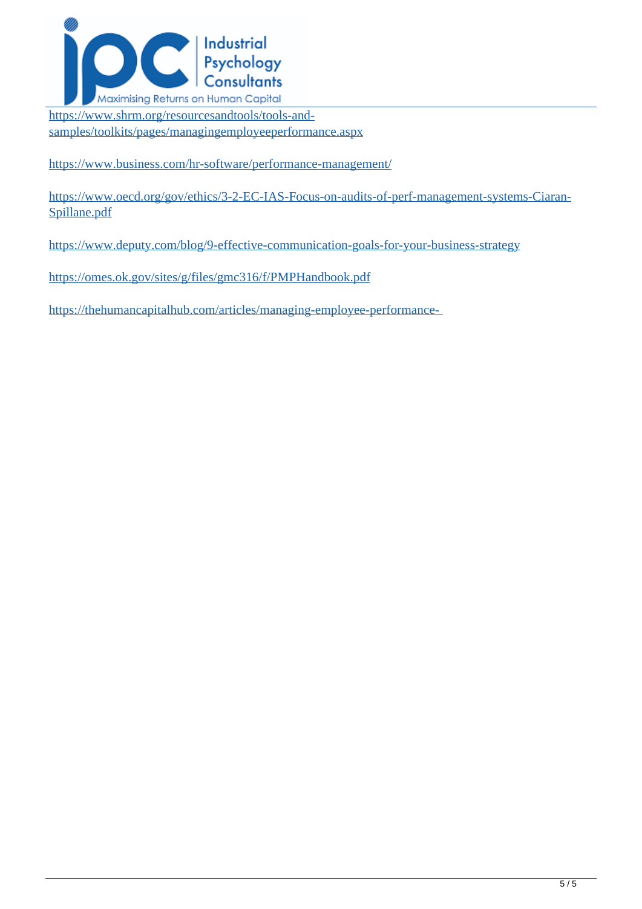https://www.shrm.org/resourcesandtools/tools-and-samples/toolkits/pages/managingemployeeperformance.aspx

https://www.business.com/hr-software/performance-management/

https://www.oecd.org/gov/ethics/3-2-EC-IAS-Focus-on-audits-of-perf-management-systems-Ciaran-Spillane.pdf

https://www.deputy.com/blog/9-effective-communication-goals-for-your-business-strategy

https://omes.ok.gov/sites/g/files/gmc316/f/PMPHandbook.pdf

https://thehumancapitalhub.com/articles/managing-employee-performance-